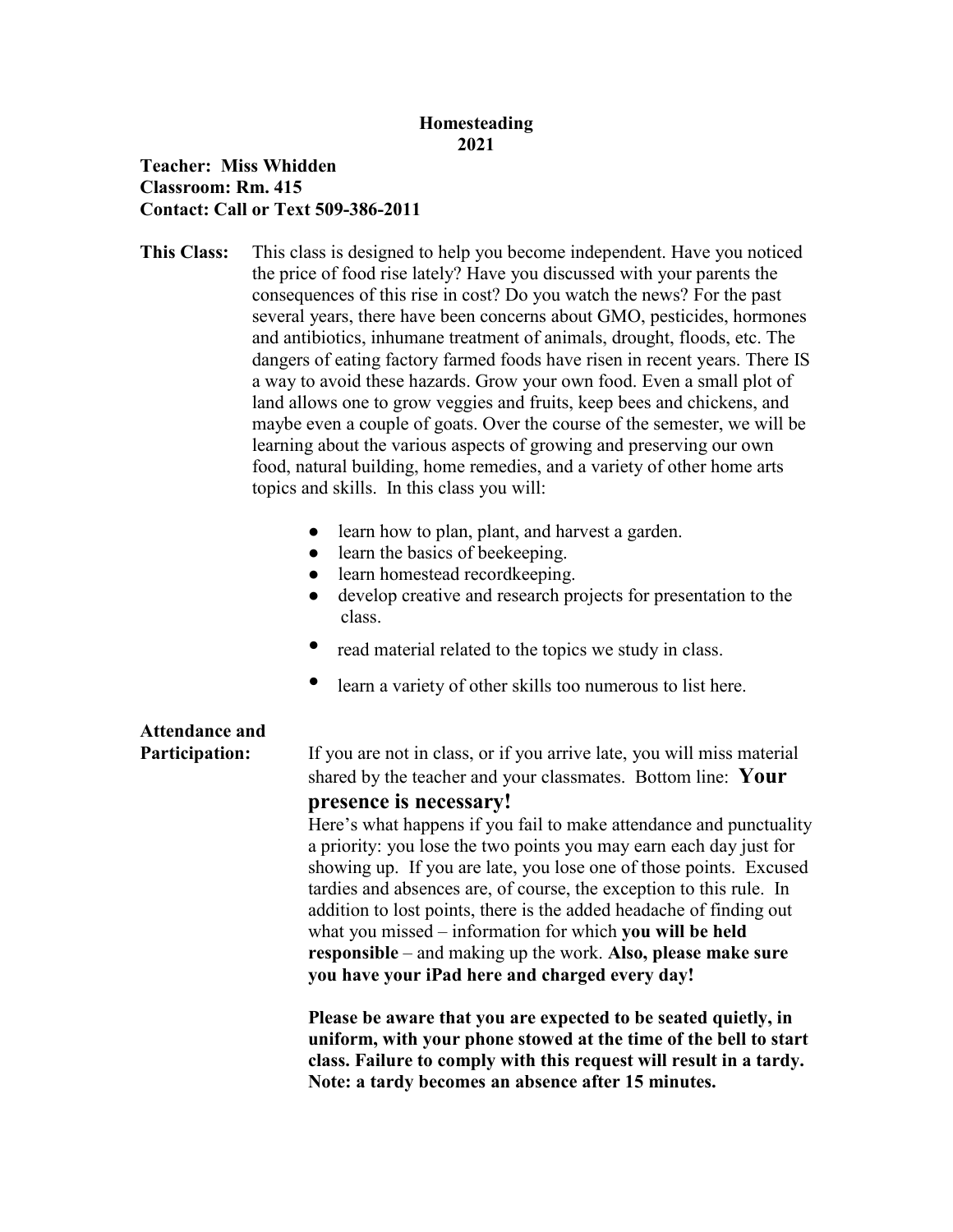# Homesteading
# 2021

**Teacher: Miss Whidden**
**Classroom: Rm. 415**
**Contact: Call or Text 509-386-2011**

**This Class:** This class is designed to help you become independent. Have you noticed the price of food rise lately? Have you discussed with your parents the consequences of this rise in cost? Do you watch the news? For the past several years, there have been concerns about GMO, pesticides, hormones and antibiotics, inhumane treatment of animals, drought, floods, etc. The dangers of eating factory farmed foods have risen in recent years. There IS a way to avoid these hazards. Grow your own food. Even a small plot of land allows one to grow veggies and fruits, keep bees and chickens, and maybe even a couple of goats. Over the course of the semester, we will be learning about the various aspects of growing and preserving our own food, natural building, home remedies, and a variety of other home arts topics and skills. In this class you will:

- learn how to plan, plant, and harvest a garden.
- learn the basics of beekeeping.
- learn homestead recordkeeping.
- develop creative and research projects for presentation to the class.
- read material related to the topics we study in class.
- learn a variety of other skills too numerous to list here.

**Attendance and Participation:** If you are not in class, or if you arrive late, you will miss material shared by the teacher and your classmates. Bottom line: **Your presence is necessary!**

Here's what happens if you fail to make attendance and punctuality a priority: you lose the two points you may earn each day just for showing up. If you are late, you lose one of those points. Excused tardies and absences are, of course, the exception to this rule. In addition to lost points, there is the added headache of finding out what you missed – information for which **you will be held responsible** – and making up the work. **Also, please make sure you have your iPad here and charged every day!**

**Please be aware that you are expected to be seated quietly, in uniform, with your phone stowed at the time of the bell to start class. Failure to comply with this request will result in a tardy. Note: a tardy becomes an absence after 15 minutes.**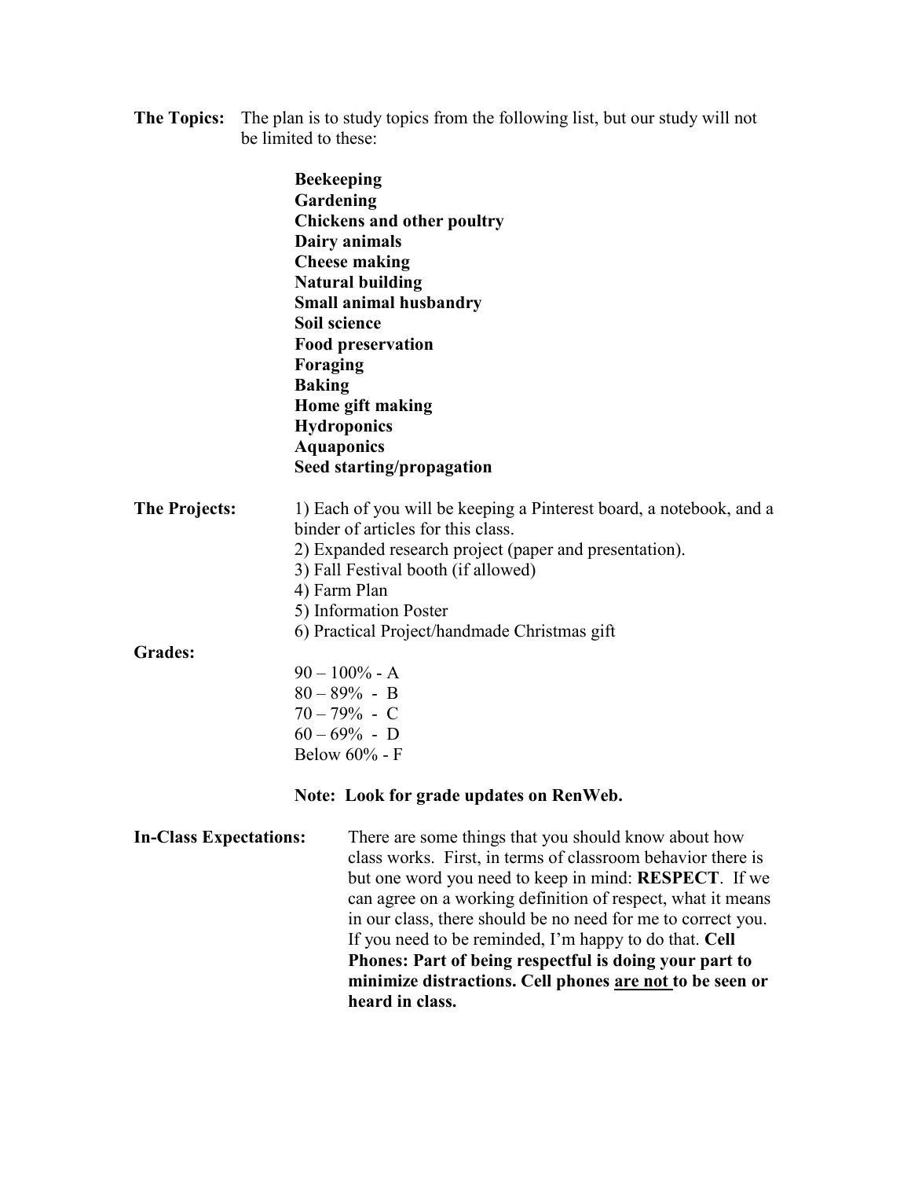**The Topics:** The plan is to study topics from the following list, but our study will not be limited to these:

- **Beekeeping**
- **Gardening**
- **Chickens and other poultry**
- **Dairy animals**
- **Cheese making**
- **Natural building**
- **Small animal husbandry**
- **Soil science**
- **Food preservation**
- **Foraging**
- **Baking**
- **Home gift making**
- **Hydroponics**
- **Aquaponics**
- **Seed starting/propagation**

**The Projects:**

1) Each of you will be keeping a Pinterest board, a notebook, and a binder of articles for this class.
2) Expanded research project (paper and presentation).
3) Fall Festival booth (if allowed)
4) Farm Plan
5) Information Poster
6) Practical Project/handmade Christmas gift

**Grades:**

90 – 100% - A
80 – 89% - B
70 – 79% - C
60 – 69% - D
Below 60% - F

**Note: Look for grade updates on RenWeb.**

**In-Class Expectations:** There are some things that you should know about how class works. First, in terms of classroom behavior there is but one word you need to keep in mind: **RESPECT**. If we can agree on a working definition of respect, what it means in our class, there should be no need for me to correct you. If you need to be reminded, I'm happy to do that. **Cell Phones: Part of being respectful is doing your part to minimize distractions. Cell phones <u>are not</u> to be seen or heard in class.**